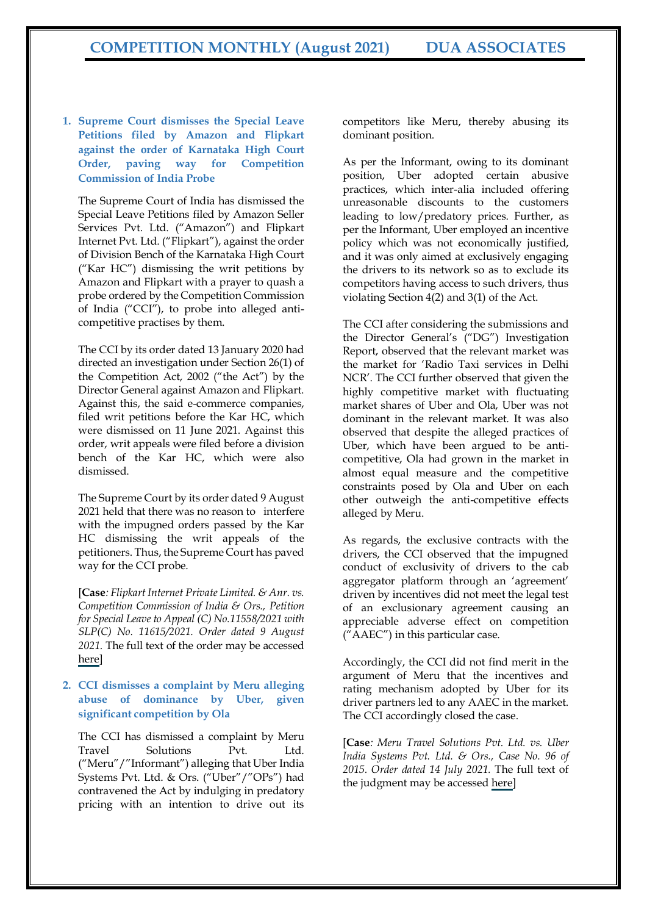# COMPETITION MONTHLY (August 2021) DUA ASSOCIATES

## 1. Supreme Court dismisses the Special Leave Petitions filed by Amazon and Flipkart against the order of Karnataka High Court Order, paving way for Competition Commission of India Probe

The Supreme Court of India has dismissed the Special Leave Petitions filed by Amazon Seller Services Pvt. Ltd. ("Amazon") and Flipkart Internet Pvt. Ltd. ("Flipkart"), against the order of Division Bench of the Karnataka High Court ("Kar HC") dismissing the writ petitions by Amazon and Flipkart with a prayer to quash a probe ordered by the Competition Commission of India ("CCI"), to probe into alleged anti-competitive practises by them.

The CCI by its order dated 13 January 2020 had directed an investigation under Section 26(1) of the Competition Act, 2002 ("the Act") by the Director General against Amazon and Flipkart. Against this, the said e-commerce companies, filed writ petitions before the Kar HC, which were dismissed on 11 June 2021. Against this order, writ appeals were filed before a division bench of the Kar HC, which were also dismissed.

The Supreme Court by its order dated 9 August 2021 held that there was no reason to interfere with the impugned orders passed by the Kar HC dismissing the writ appeals of the petitioners. Thus, the Supreme Court has paved way for the CCI probe.

[**Case***: Flipkart Internet Private Limited. & Anr. vs. Competition Commission of India & Ors., Petition for Special Leave to Appeal (C) No.11558/2021 with SLP(C) No. 11615/2021. Order dated 9 August 2021.* The full text of the order may be accessed here]

## 2. CCI dismisses a complaint by Meru alleging abuse of dominance by Uber, given significant competition by Ola

The CCI has dismissed a complaint by Meru Travel Solutions Pvt. Ltd. ("Meru"/"Informant") alleging that Uber India Systems Pvt. Ltd. & Ors. ("Uber"/"OPs") had contravened the Act by indulging in predatory pricing with an intention to drive out its competitors like Meru, thereby abusing its dominant position.

As per the Informant, owing to its dominant position, Uber adopted certain abusive practices, which inter-alia included offering unreasonable discounts to the customers leading to low/predatory prices. Further, as per the Informant, Uber employed an incentive policy which was not economically justified, and it was only aimed at exclusively engaging the drivers to its network so as to exclude its competitors having access to such drivers, thus violating Section 4(2) and 3(1) of the Act.

The CCI after considering the submissions and the Director General's ("DG") Investigation Report, observed that the relevant market was the market for 'Radio Taxi services in Delhi NCR'. The CCI further observed that given the highly competitive market with fluctuating market shares of Uber and Ola, Uber was not dominant in the relevant market. It was also observed that despite the alleged practices of Uber, which have been argued to be anti-competitive, Ola had grown in the market in almost equal measure and the competitive constraints posed by Ola and Uber on each other outweigh the anti-competitive effects alleged by Meru.

As regards, the exclusive contracts with the drivers, the CCI observed that the impugned conduct of exclusivity of drivers to the cab aggregator platform through an 'agreement' driven by incentives did not meet the legal test of an exclusionary agreement causing an appreciable adverse effect on competition ("AAEC") in this particular case.

Accordingly, the CCI did not find merit in the argument of Meru that the incentives and rating mechanism adopted by Uber for its driver partners led to any AAEC in the market. The CCI accordingly closed the case.

[**Case***: Meru Travel Solutions Pvt. Ltd. vs. Uber India Systems Pvt. Ltd. & Ors., Case No. 96 of 2015. Order dated 14 July 2021.* The full text of the judgment may be accessed here]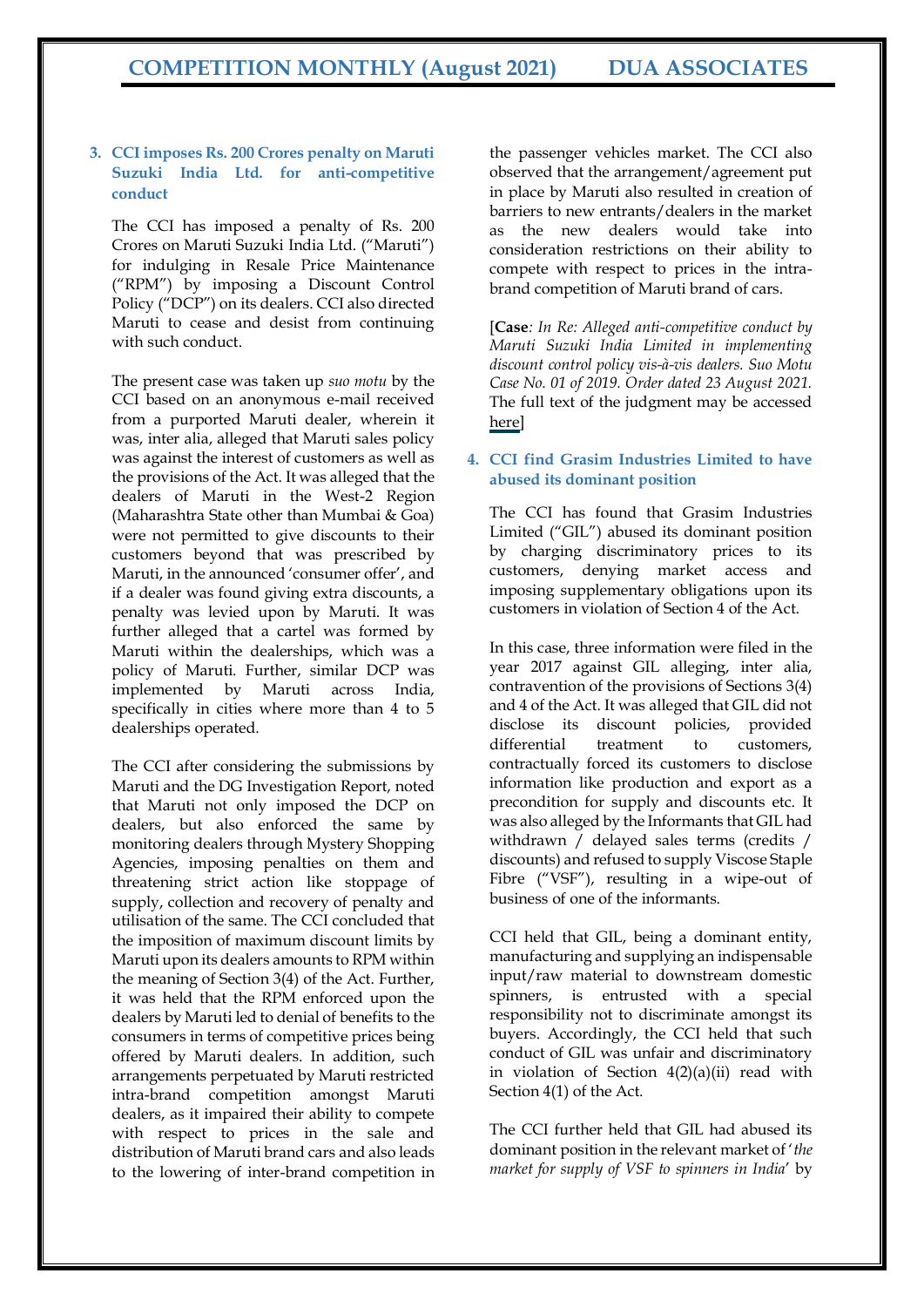### 3. CCI imposes Rs. 200 Crores penalty on Maruti Suzuki India Ltd. for anti-competitive conduct

The CCI has imposed a penalty of Rs. 200 Crores on Maruti Suzuki India Ltd. ("Maruti") for indulging in Resale Price Maintenance ("RPM") by imposing a Discount Control Policy ("DCP") on its dealers. CCI also directed Maruti to cease and desist from continuing with such conduct.

The present case was taken up *suo motu* by the CCI based on an anonymous e-mail received from a purported Maruti dealer, wherein it was, inter alia, alleged that Maruti sales policy was against the interest of customers as well as the provisions of the Act. It was alleged that the dealers of Maruti in the West-2 Region (Maharashtra State other than Mumbai & Goa) were not permitted to give discounts to their customers beyond that was prescribed by Maruti, in the announced 'consumer offer', and if a dealer was found giving extra discounts, a penalty was levied upon by Maruti. It was further alleged that a cartel was formed by Maruti within the dealerships, which was a policy of Maruti. Further, similar DCP was implemented by Maruti across India, specifically in cities where more than 4 to 5 dealerships operated.

The CCI after considering the submissions by Maruti and the DG Investigation Report, noted that Maruti not only imposed the DCP on dealers, but also enforced the same by monitoring dealers through Mystery Shopping Agencies, imposing penalties on them and threatening strict action like stoppage of supply, collection and recovery of penalty and utilisation of the same. The CCI concluded that the imposition of maximum discount limits by Maruti upon its dealers amounts to RPM within the meaning of Section 3(4) of the Act. Further, it was held that the RPM enforced upon the dealers by Maruti led to denial of benefits to the consumers in terms of competitive prices being offered by Maruti dealers. In addition, such arrangements perpetuated by Maruti restricted intra-brand competition amongst Maruti dealers, as it impaired their ability to compete with respect to prices in the sale and distribution of Maruti brand cars and also leads to the lowering of inter-brand competition in the passenger vehicles market. The CCI also observed that the arrangement/agreement put in place by Maruti also resulted in creation of barriers to new entrants/dealers in the market as the new dealers would take into consideration restrictions on their ability to compete with respect to prices in the intra-brand competition of Maruti brand of cars.

[**Case***: In Re: Alleged anti-competitive conduct by Maruti Suzuki India Limited in implementing discount control policy vis-à-vis dealers. Suo Motu Case No. 01 of 2019. Order dated 23 August 2021.* The full text of the judgment may be accessed here]

### 4. CCI find Grasim Industries Limited to have abused its dominant position

The CCI has found that Grasim Industries Limited ("GIL") abused its dominant position by charging discriminatory prices to its customers, denying market access and imposing supplementary obligations upon its customers in violation of Section 4 of the Act.

In this case, three information were filed in the year 2017 against GIL alleging, inter alia, contravention of the provisions of Sections 3(4) and 4 of the Act. It was alleged that GIL did not disclose its discount policies, provided differential treatment to customers, contractually forced its customers to disclose information like production and export as a precondition for supply and discounts etc. It was also alleged by the Informants that GIL had withdrawn / delayed sales terms (credits / discounts) and refused to supply Viscose Staple Fibre ("VSF"), resulting in a wipe-out of business of one of the informants.

CCI held that GIL, being a dominant entity, manufacturing and supplying an indispensable input/raw material to downstream domestic spinners, is entrusted with a special responsibility not to discriminate amongst its buyers. Accordingly, the CCI held that such conduct of GIL was unfair and discriminatory in violation of Section 4(2)(a)(ii) read with Section 4(1) of the Act.

The CCI further held that GIL had abused its dominant position in the relevant market of '*the market for supply of VSF to spinners in India*' by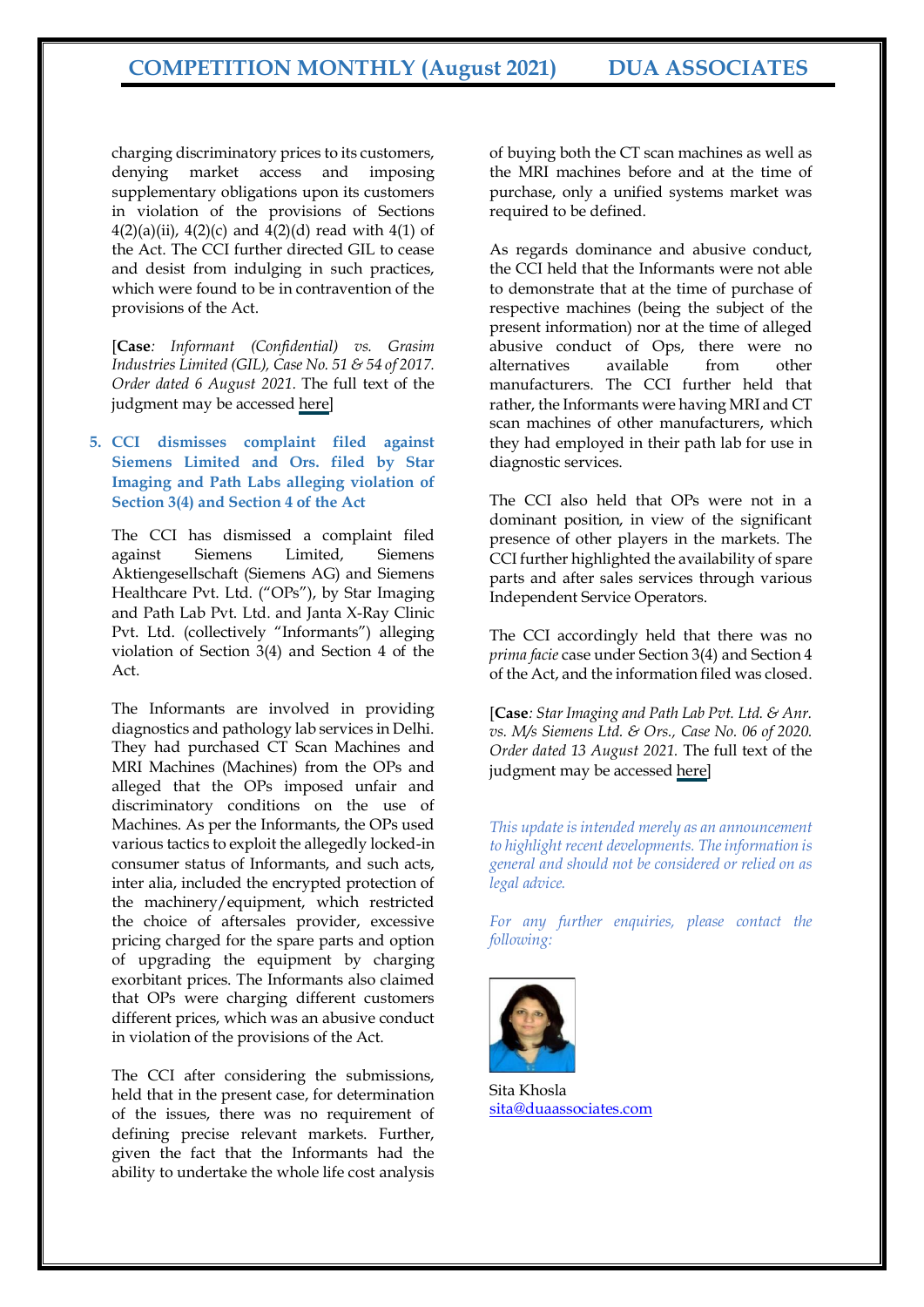charging discriminatory prices to its customers, denying market access and imposing supplementary obligations upon its customers in violation of the provisions of Sections 4(2)(a)(ii), 4(2)(c) and 4(2)(d) read with 4(1) of the Act. The CCI further directed GIL to cease and desist from indulging in such practices, which were found to be in contravention of the provisions of the Act.

[**Case***: Informant (Confidential) vs. Grasim Industries Limited (GIL), Case No. 51 & 54 of 2017. Order dated 6 August 2021.* The full text of the judgment may be accessed here]

### 5. CCI dismisses complaint filed against Siemens Limited and Ors. filed by Star Imaging and Path Labs alleging violation of Section 3(4) and Section 4 of the Act

The CCI has dismissed a complaint filed against Siemens Limited, Siemens Aktiengesellschaft (Siemens AG) and Siemens Healthcare Pvt. Ltd. ("OPs"), by Star Imaging and Path Lab Pvt. Ltd. and Janta X-Ray Clinic Pvt. Ltd. (collectively "Informants") alleging violation of Section 3(4) and Section 4 of the Act.

The Informants are involved in providing diagnostics and pathology lab services in Delhi. They had purchased CT Scan Machines and MRI Machines (Machines) from the OPs and alleged that the OPs imposed unfair and discriminatory conditions on the use of Machines. As per the Informants, the OPs used various tactics to exploit the allegedly locked-in consumer status of Informants, and such acts, inter alia, included the encrypted protection of the machinery/equipment, which restricted the choice of aftersales provider, excessive pricing charged for the spare parts and option of upgrading the equipment by charging exorbitant prices. The Informants also claimed that OPs were charging different customers different prices, which was an abusive conduct in violation of the provisions of the Act.

The CCI after considering the submissions, held that in the present case, for determination of the issues, there was no requirement of defining precise relevant markets. Further, given the fact that the Informants had the ability to undertake the whole life cost analysis of buying both the CT scan machines as well as the MRI machines before and at the time of purchase, only a unified systems market was required to be defined.

As regards dominance and abusive conduct, the CCI held that the Informants were not able to demonstrate that at the time of purchase of respective machines (being the subject of the present information) nor at the time of alleged abusive conduct of Ops, there were no alternatives available from other manufacturers. The CCI further held that rather, the Informants were having MRI and CT scan machines of other manufacturers, which they had employed in their path lab for use in diagnostic services.

The CCI also held that OPs were not in a dominant position, in view of the significant presence of other players in the markets. The CCI further highlighted the availability of spare parts and after sales services through various Independent Service Operators.

The CCI accordingly held that there was no *prima facie* case under Section 3(4) and Section 4 of the Act, and the information filed was closed.

[**Case***: Star Imaging and Path Lab Pvt. Ltd. & Anr. vs. M/s Siemens Ltd. & Ors., Case No. 06 of 2020. Order dated 13 August 2021.* The full text of the judgment may be accessed here]

*This update is intended merely as an announcement to highlight recent developments. The information is general and should not be considered or relied on as legal advice.*

*For any further enquiries, please contact the following:*

Sita Khosla
sita@duaassociates.com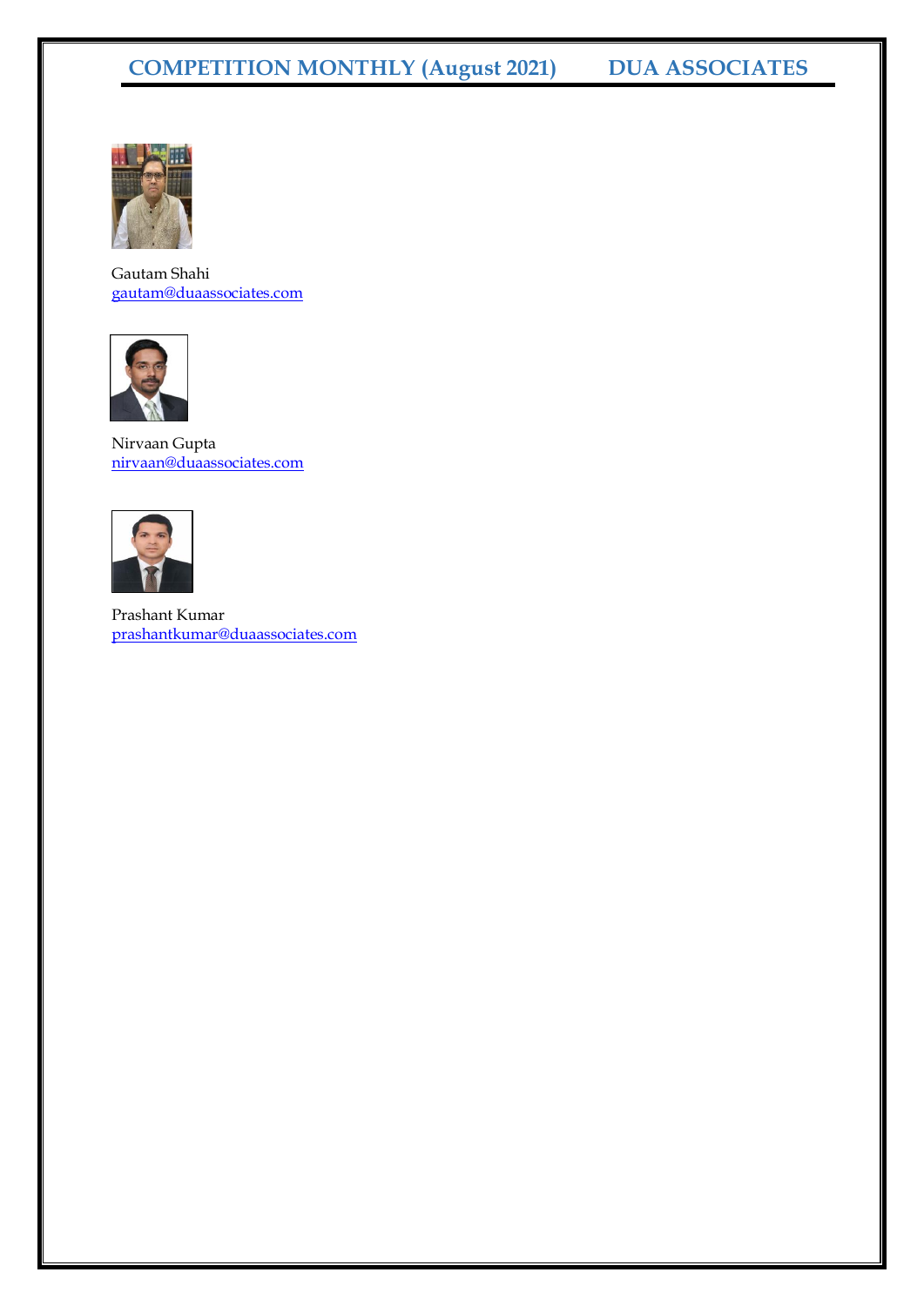Gautam Shahi
gautam@duaassociates.com

Nirvaan Gupta
nirvaan@duaassociates.com

Prashant Kumar
prashantkumar@duaassociates.com